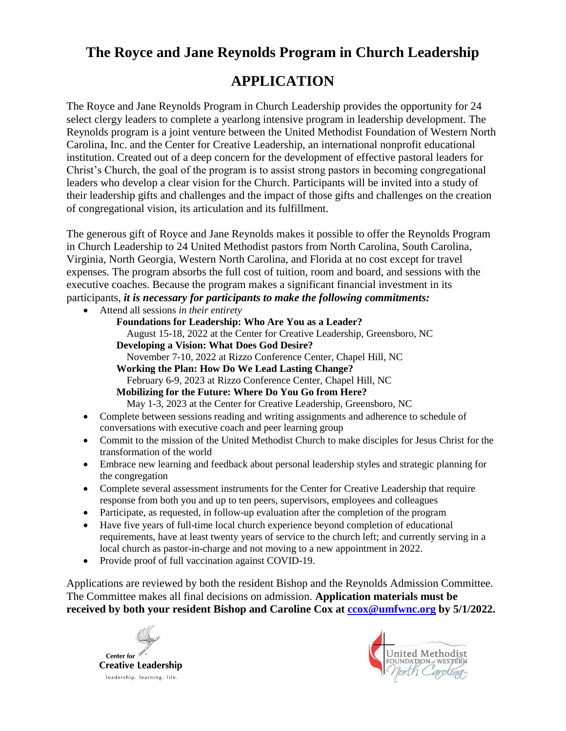# The Royce and Jane Reynolds Program in Church Leadership

## APPLICATION

The Royce and Jane Reynolds Program in Church Leadership provides the opportunity for 24 select clergy leaders to complete a yearlong intensive program in leadership development. The Reynolds program is a joint venture between the United Methodist Foundation of Western North Carolina, Inc. and the Center for Creative Leadership, an international nonprofit educational institution. Created out of a deep concern for the development of effective pastoral leaders for Christ's Church, the goal of the program is to assist strong pastors in becoming congregational leaders who develop a clear vision for the Church. Participants will be invited into a study of their leadership gifts and challenges and the impact of those gifts and challenges on the creation of congregational vision, its articulation and its fulfillment.

The generous gift of Royce and Jane Reynolds makes it possible to offer the Reynolds Program in Church Leadership to 24 United Methodist pastors from North Carolina, South Carolina, Virginia, North Georgia, Western North Carolina, and Florida at no cost except for travel expenses. The program absorbs the full cost of tuition, room and board, and sessions with the executive coaches. Because the program makes a significant financial investment in its participants, ***it is necessary for participants to make the following commitments:***

- Attend all sessions *in their entirety*
  - **Foundations for Leadership: Who Are You as a Leader?**
    August 15-18, 2022 at the Center for Creative Leadership, Greensboro, NC
  - **Developing a Vision: What Does God Desire?**
    November 7-10, 2022 at Rizzo Conference Center, Chapel Hill, NC
  - **Working the Plan: How Do We Lead Lasting Change?**
    February 6-9, 2023 at Rizzo Conference Center, Chapel Hill, NC
  - **Mobilizing for the Future: Where Do You Go from Here?**
    May 1-3, 2023 at the Center for Creative Leadership, Greensboro, NC
- Complete between sessions reading and writing assignments and adherence to schedule of conversations with executive coach and peer learning group
- Commit to the mission of the United Methodist Church to make disciples for Jesus Christ for the transformation of the world
- Embrace new learning and feedback about personal leadership styles and strategic planning for the congregation
- Complete several assessment instruments for the Center for Creative Leadership that require response from both you and up to ten peers, supervisors, employees and colleagues
- Participate, as requested, in follow-up evaluation after the completion of the program
- Have five years of full-time local church experience beyond completion of educational requirements, have at least twenty years of service to the church left; and currently serving in a local church as pastor-in-charge and not moving to a new appointment in 2022.
- Provide proof of full vaccination against COVID-19.

Applications are reviewed by both the resident Bishop and the Reynolds Admission Committee. The Committee makes all final decisions on admission. **Application materials must be received by both your resident Bishop and Caroline Cox at [ccox@umfwnc.org](mailto:ccox@umfwnc.org) by 5/1/2022.**

Center for Creative Leadership
leadership. learning. life.

United Methodist Foundation of Western North Carolina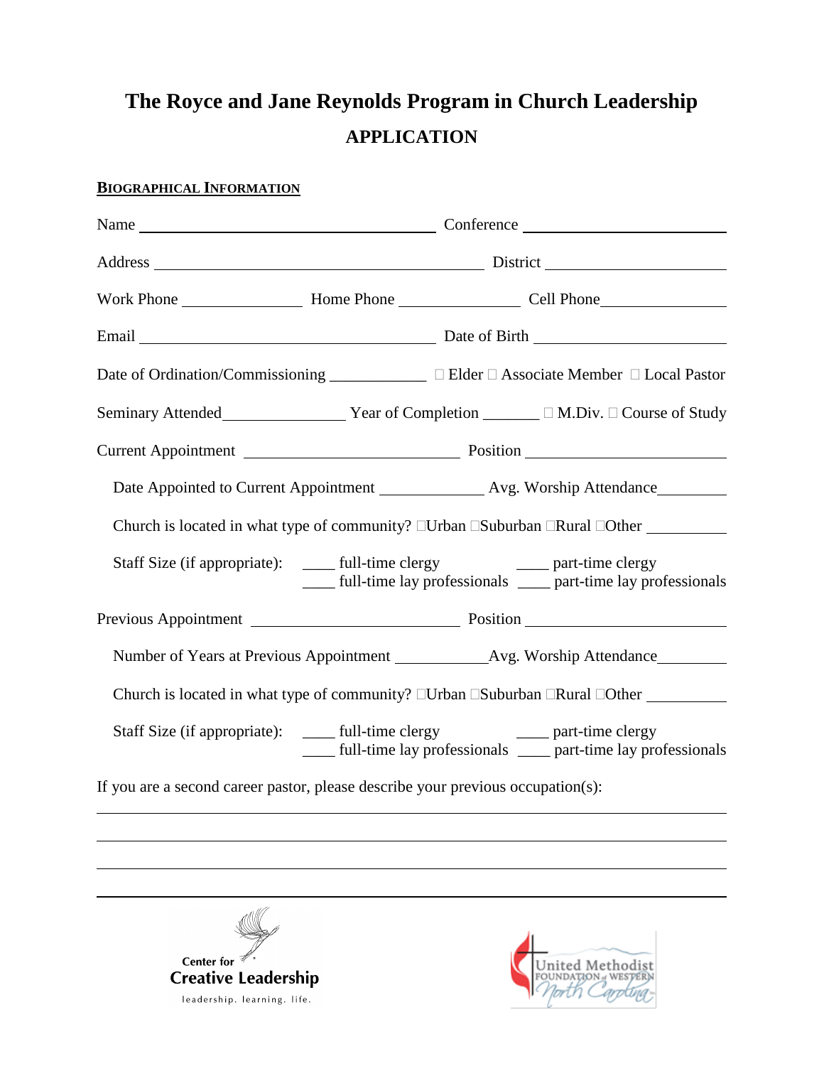# The Royce and Jane Reynolds Program in Church Leadership

## APPLICATION

**<u>BIOGRAPHICAL INFORMATION</u>**

Name ______________________________ Conference ____________________

Address ________________________________ District ________________

Work Phone ____________ Home Phone ____________ Cell Phone____________

Email ______________________________ Date of Birth ____________________

Date of Ordination/Commissioning __________ ☐ Elder ☐ Associate Member ☐ Local Pastor

Seminary Attended____________ Year of Completion ______ ☐ M.Div. ☐ Course of Study

Current Appointment ______________________ Position ____________________

Date Appointed to Current Appointment __________ Avg. Worship Attendance________

Church is located in what type of community? ☐Urban ☐Suburban ☐Rural ☐Other ________

Staff Size (if appropriate): ____ full-time clergy ____ part-time clergy
____ full-time lay professionals ____ part-time lay professionals

Previous Appointment ______________________ Position ____________________

Number of Years at Previous Appointment __________Avg. Worship Attendance________

Church is located in what type of community? ☐Urban ☐Suburban ☐Rural ☐Other ________

Staff Size (if appropriate): ____ full-time clergy ____ part-time clergy
____ full-time lay professionals ____ part-time lay professionals

If you are a second career pastor, please describe your previous occupation(s):

________________________________________________________________________

________________________________________________________________________

________________________________________________________________________

________________________________________________________________________

Center for Creative Leadership
leadership. learning. life.

United Methodist Foundation of Western North Carolina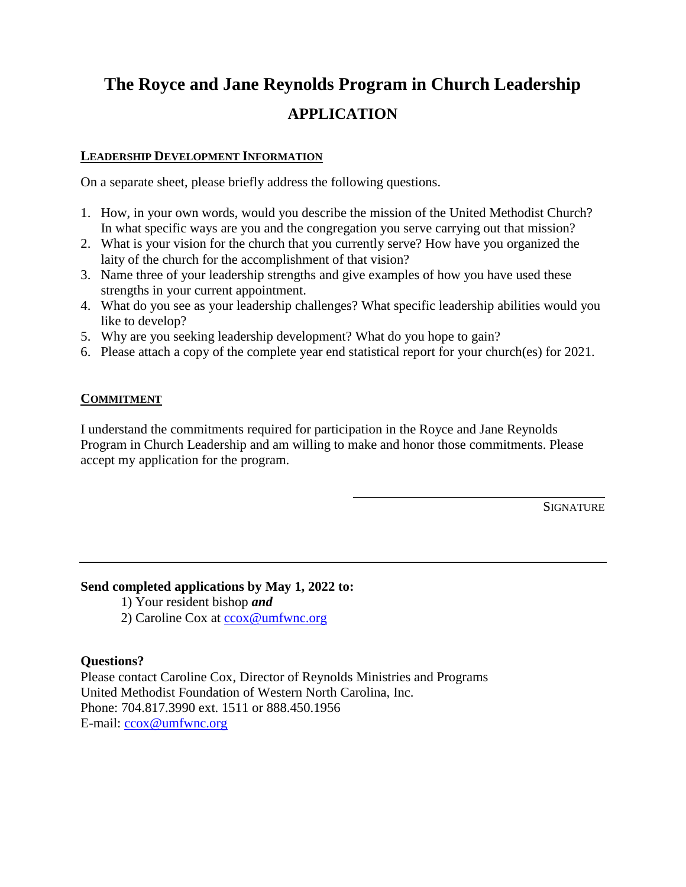# The Royce and Jane Reynolds Program in Church Leadership

## APPLICATION

**LEADERSHIP DEVELOPMENT INFORMATION**

On a separate sheet, please briefly address the following questions.

1. How, in your own words, would you describe the mission of the United Methodist Church? In what specific ways are you and the congregation you serve carrying out that mission?
2. What is your vision for the church that you currently serve? How have you organized the laity of the church for the accomplishment of that vision?
3. Name three of your leadership strengths and give examples of how you have used these strengths in your current appointment.
4. What do you see as your leadership challenges? What specific leadership abilities would you like to develop?
5. Why are you seeking leadership development? What do you hope to gain?
6. Please attach a copy of the complete year end statistical report for your church(es) for 2021.

**COMMITMENT**

I understand the commitments required for participation in the Royce and Jane Reynolds Program in Church Leadership and am willing to make and honor those commitments. Please accept my application for the program.

\_\_\_\_\_\_\_\_\_\_\_\_\_\_\_\_\_\_\_\_\_\_\_\_\_\_\_\_\_\_\_\_\_\_\_\_\_\_\_\_

SIGNATURE

---

**Send completed applications by May 1, 2022 to:**

1) Your resident bishop ***and***

2) Caroline Cox at ccox@umfwnc.org

**Questions?**

Please contact Caroline Cox, Director of Reynolds Ministries and Programs
United Methodist Foundation of Western North Carolina, Inc.
Phone: 704.817.3990 ext. 1511 or 888.450.1956
E-mail: ccox@umfwnc.org